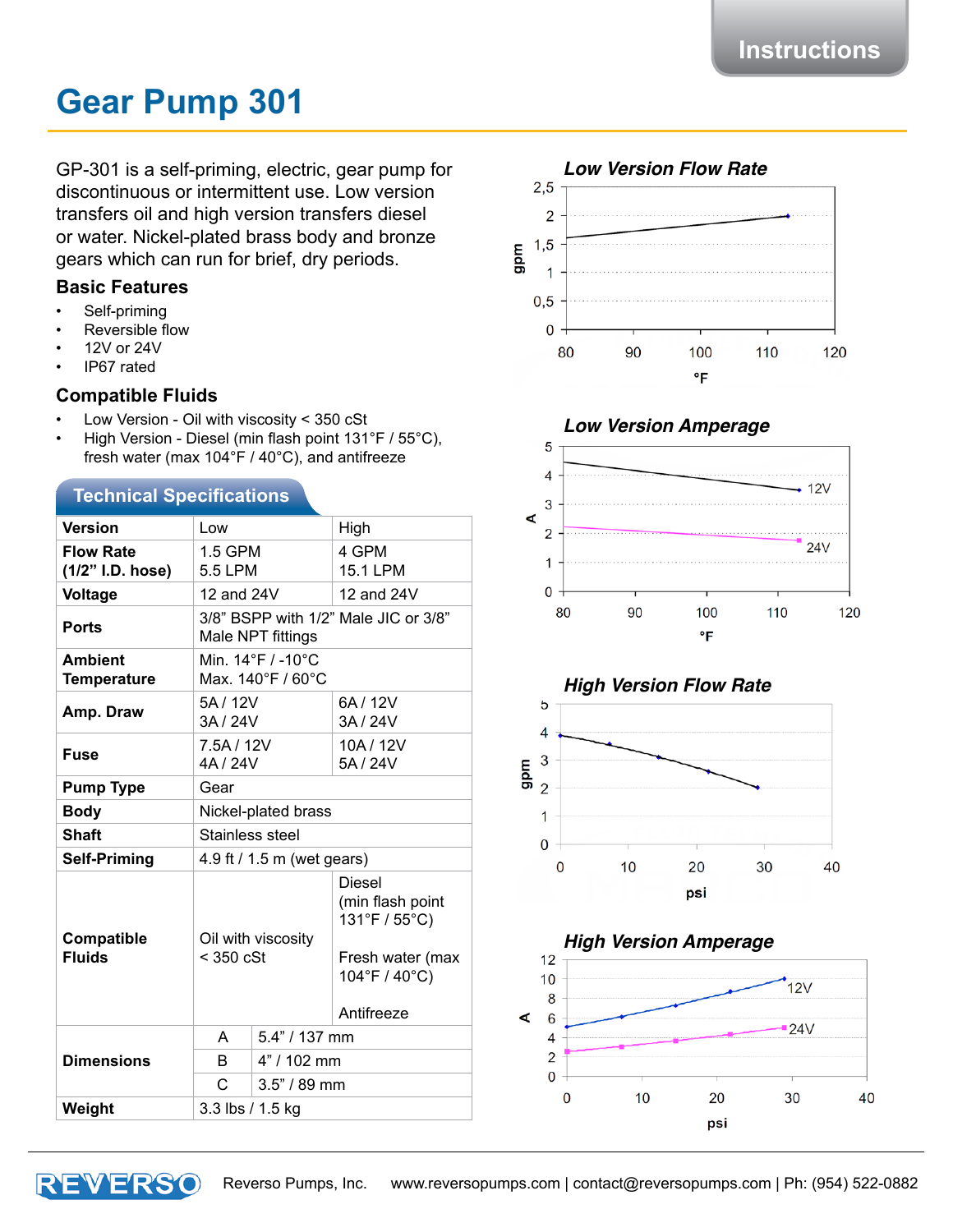# Gear Pump 301

GP-301 is a self-priming, electric, gear pump for discontinuous or intermittent use. Low version transfers oil and high version transfers diesel or water. Nickel-plated brass body and bronze gears which can run for brief, dry periods.

### Basic Features

- Self-priming
- Reversible flow
- 12V or 24V
- IP67 rated

### Compatible Fluids

- Low Version - Oil with viscosity < 350 cSt
- High Version - Diesel (min flash point 131°F / 55°C), fresh water (max 104°F / 40°C), and antifreeze

## Technical Specifications

| Version | Low | | High |
|---|---|---|---|
| **Flow Rate (1/2" I.D. hose)** | 1.5 GPM<br>5.5 LPM | | 4 GPM<br>15.1 LPM |
| **Voltage** | 12 and 24V | | 12 and 24V |
| **Ports** | 3/8" BSPP with 1/2" Male JIC or 3/8" Male NPT fittings | | |
| **Ambient Temperature** | Min. 14°F / -10°C<br>Max. 140°F / 60°C | | |
| **Amp. Draw** | 5A / 12V<br>3A / 24V | | 6A / 12V<br>3A / 24V |
| **Fuse** | 7.5A / 12V<br>4A / 24V | | 10A / 12V<br>5A / 24V |
| **Pump Type** | Gear | | |
| **Body** | Nickel-plated brass | | |
| **Shaft** | Stainless steel | | |
| **Self-Priming** | 4.9 ft / 1.5 m (wet gears) | | |
| **Compatible Fluids** | Oil with viscosity < 350 cSt | | Diesel (min flash point 131°F / 55°C)<br><br>Fresh water (max 104°F / 40°C)<br><br>Antifreeze |
| **Dimensions** | A | 5.4" / 137 mm | |
| | B | 4" / 102 mm | |
| | C | 3.5" / 89 mm | |
| **Weight** | 3.3 lbs / 1.5 kg | | |

### Low Version Flow Rate

gpm vs °F (80–120): 1.6 gpm at 80°F rising to 2 gpm at ~113°F.

### Low Version Amperage

A vs °F (80–120): 12V from ~4.5 A to ~3.5 A; 24V from ~2.2 A to ~1.8 A.

### High Version Flow Rate

gpm vs psi (0–40): ~3.9 at 0 psi decreasing to ~2 at ~29 psi.

### High Version Amperage

A vs psi (0–40): 12V from ~5 A at 0 psi to ~10 A at ~29 psi; 24V from ~2.5 A to ~5 A.

Reverso Pumps, Inc. www.reversopumps.com | contact@reversopumps.com | Ph: (954) 522-0882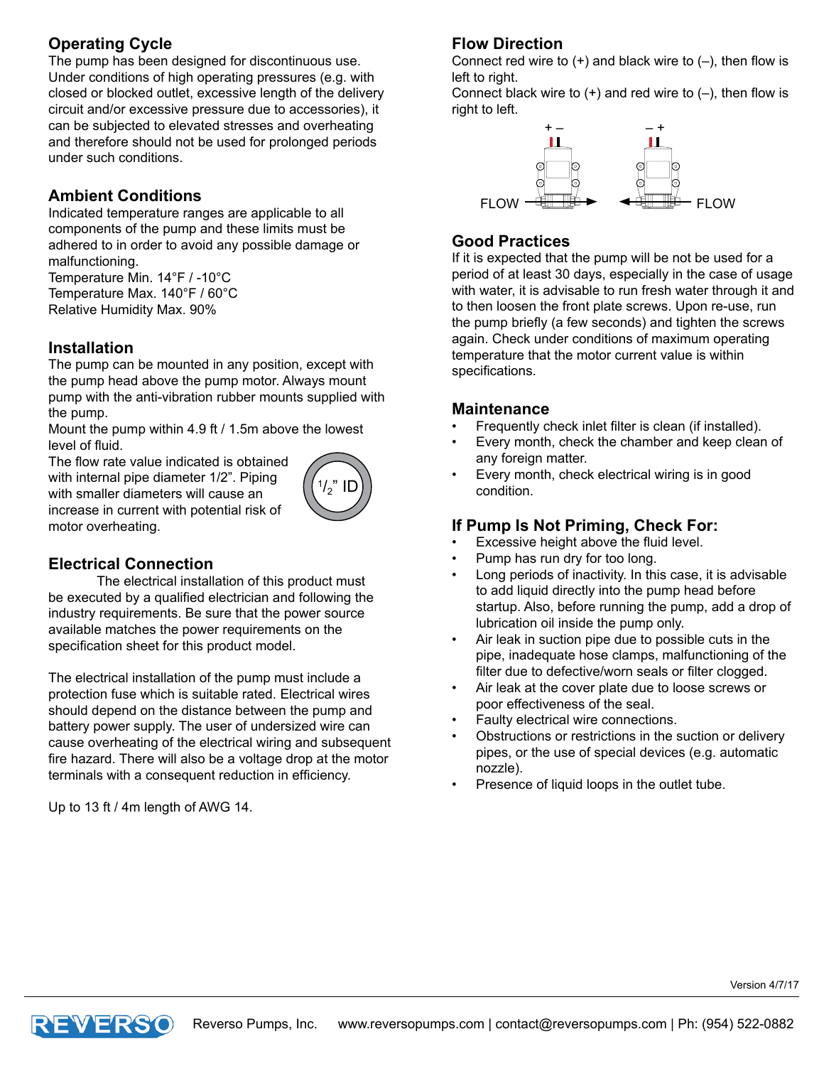## Operating Cycle

The pump has been designed for discontinuous use. Under conditions of high operating pressures (e.g. with closed or blocked outlet, excessive length of the delivery circuit and/or excessive pressure due to accessories), it can be subjected to elevated stresses and overheating and therefore should not be used for prolonged periods under such conditions.

## Ambient Conditions

Indicated temperature ranges are applicable to all components of the pump and these limits must be adhered to in order to avoid any possible damage or malfunctioning.
Temperature Min. 14°F / -10°C
Temperature Max. 140°F / 60°C
Relative Humidity Max. 90%

## Installation

The pump can be mounted in any position, except with the pump head above the pump motor. Always mount pump with the anti-vibration rubber mounts supplied with the pump.
Mount the pump within 4.9 ft / 1.5m above the lowest level of fluid.
The flow rate value indicated is obtained with internal pipe diameter 1/2". Piping with smaller diameters will cause an increase in current with potential risk of motor overheating.

1/2" ID

## Electrical Connection

The electrical installation of this product must be executed by a qualified electrician and following the industry requirements. Be sure that the power source available matches the power requirements on the specification sheet for this product model.

The electrical installation of the pump must include a protection fuse which is suitable rated. Electrical wires should depend on the distance between the pump and battery power supply. The user of undersized wire can cause overheating of the electrical wiring and subsequent fire hazard. There will also be a voltage drop at the motor terminals with a consequent reduction in efficiency.

Up to 13 ft / 4m length of AWG 14.

## Flow Direction

Connect red wire to (+) and black wire to (–), then flow is left to right.
Connect black wire to (+) and red wire to (–), then flow is right to left.

\+ –

– +

FLOW

FLOW

## Good Practices

If it is expected that the pump will be not be used for a period of at least 30 days, especially in the case of usage with water, it is advisable to run fresh water through it and to then loosen the front plate screws. Upon re-use, run the pump briefly (a few seconds) and tighten the screws again. Check under conditions of maximum operating temperature that the motor current value is within specifications.

## Maintenance

- Frequently check inlet filter is clean (if installed).
- Every month, check the chamber and keep clean of any foreign matter.
- Every month, check electrical wiring is in good condition.

## If Pump Is Not Priming, Check For:

- Excessive height above the fluid level.
- Pump has run dry for too long.
- Long periods of inactivity. In this case, it is advisable to add liquid directly into the pump head before startup. Also, before running the pump, add a drop of lubrication oil inside the pump only.
- Air leak in suction pipe due to possible cuts in the pipe, inadequate hose clamps, malfunctioning of the filter due to defective/worn seals or filter clogged.
- Air leak at the cover plate due to loose screws or poor effectiveness of the seal.
- Faulty electrical wire connections.
- Obstructions or restrictions in the suction or delivery pipes, or the use of special devices (e.g. automatic nozzle).
- Presence of liquid loops in the outlet tube.

Version 4/7/17

REVERSO Reverso Pumps, Inc. www.reversopumps.com | contact@reversopumps.com | Ph: (954) 522-0882